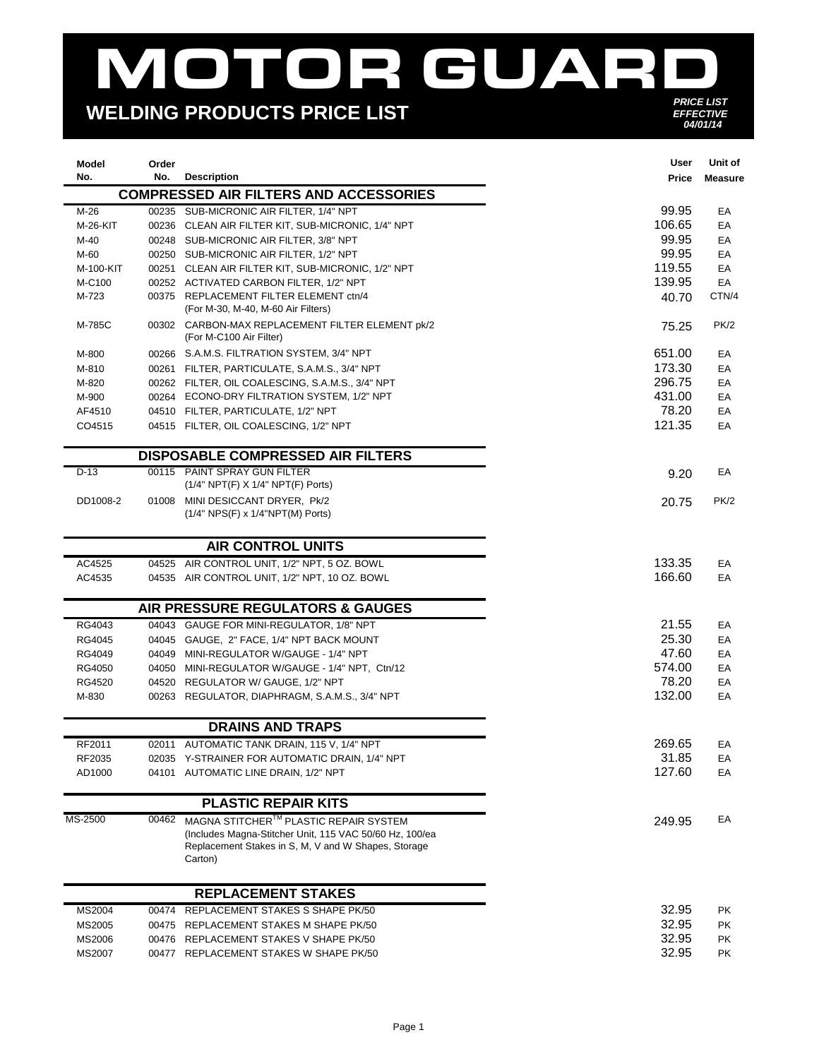# MOTOR GUARD

## WELDING PRODUCTS PRICE LIST

***PRICE LIST EFFECTIVE 04/01/14***

| Model No. | Order No. | Description | User Price | Unit of Measure |
|---|---|---|---|---|
| | | **COMPRESSED AIR FILTERS AND ACCESSORIES** | | |
| M-26 | 00235 | SUB-MICRONIC AIR FILTER, 1/4" NPT | 99.95 | EA |
| M-26-KIT | 00236 | CLEAN AIR FILTER KIT, SUB-MICRONIC, 1/4" NPT | 106.65 | EA |
| M-40 | 00248 | SUB-MICRONIC AIR FILTER, 3/8" NPT | 99.95 | EA |
| M-60 | 00250 | SUB-MICRONIC AIR FILTER, 1/2" NPT | 99.95 | EA |
| M-100-KIT | 00251 | CLEAN AIR FILTER KIT, SUB-MICRONIC, 1/2" NPT | 119.55 | EA |
| M-C100 | 00252 | ACTIVATED CARBON FILTER, 1/2" NPT | 139.95 | EA |
| M-723 | 00375 | REPLACEMENT FILTER ELEMENT ctn/4 (For M-30, M-40, M-60 Air Filters) | 40.70 | CTN/4 |
| M-785C | 00302 | CARBON-MAX REPLACEMENT FILTER ELEMENT pk/2 (For M-C100 Air Filter) | 75.25 | PK/2 |
| M-800 | 00266 | S.A.M.S. FILTRATION SYSTEM, 3/4" NPT | 651.00 | EA |
| M-810 | 00261 | FILTER, PARTICULATE, S.A.M.S., 3/4" NPT | 173.30 | EA |
| M-820 | 00262 | FILTER, OIL COALESCING, S.A.M.S., 3/4" NPT | 296.75 | EA |
| M-900 | 00264 | ECONO-DRY FILTRATION SYSTEM, 1/2" NPT | 431.00 | EA |
| AF4510 | 04510 | FILTER, PARTICULATE, 1/2" NPT | 78.20 | EA |
| CO4515 | 04515 | FILTER, OIL COALESCING, 1/2" NPT | 121.35 | EA |
| | | **DISPOSABLE COMPRESSED AIR FILTERS** | | |
| D-13 | 00115 | PAINT SPRAY GUN FILTER (1/4" NPT(F) X 1/4" NPT(F) Ports) | 9.20 | EA |
| DD1008-2 | 01008 | MINI DESICCANT DRYER, Pk/2 (1/4" NPS(F) x 1/4"NPT(M) Ports) | 20.75 | PK/2 |
| | | **AIR CONTROL UNITS** | | |
| AC4525 | 04525 | AIR CONTROL UNIT, 1/2" NPT, 5 OZ. BOWL | 133.35 | EA |
| AC4535 | 04535 | AIR CONTROL UNIT, 1/2" NPT, 10 OZ. BOWL | 166.60 | EA |
| | | **AIR PRESSURE REGULATORS & GAUGES** | | |
| RG4043 | 04043 | GAUGE FOR MINI-REGULATOR, 1/8" NPT | 21.55 | EA |
| RG4045 | 04045 | GAUGE, 2" FACE, 1/4" NPT BACK MOUNT | 25.30 | EA |
| RG4049 | 04049 | MINI-REGULATOR W/GAUGE - 1/4" NPT | 47.60 | EA |
| RG4050 | 04050 | MINI-REGULATOR W/GAUGE - 1/4" NPT, Ctn/12 | 574.00 | EA |
| RG4520 | 04520 | REGULATOR W/ GAUGE, 1/2" NPT | 78.20 | EA |
| M-830 | 00263 | REGULATOR, DIAPHRAGM, S.A.M.S., 3/4" NPT | 132.00 | EA |
| | | **DRAINS AND TRAPS** | | |
| RF2011 | 02011 | AUTOMATIC TANK DRAIN, 115 V, 1/4" NPT | 269.65 | EA |
| RF2035 | 02035 | Y-STRAINER FOR AUTOMATIC DRAIN, 1/4" NPT | 31.85 | EA |
| AD1000 | 04101 | AUTOMATIC LINE DRAIN, 1/2" NPT | 127.60 | EA |
| | | **PLASTIC REPAIR KITS** | | |
| MS-2500 | 00462 | MAGNA STITCHER™ PLASTIC REPAIR SYSTEM (Includes Magna-Stitcher Unit, 115 VAC 50/60 Hz, 100/ea Replacement Stakes in S, M, V and W Shapes, Storage Carton) | 249.95 | EA |
| | | **REPLACEMENT STAKES** | | |
| MS2004 | 00474 | REPLACEMENT STAKES S SHAPE PK/50 | 32.95 | PK |
| MS2005 | 00475 | REPLACEMENT STAKES M SHAPE PK/50 | 32.95 | PK |
| MS2006 | 00476 | REPLACEMENT STAKES V SHAPE PK/50 | 32.95 | PK |
| MS2007 | 00477 | REPLACEMENT STAKES W SHAPE PK/50 | 32.95 | PK |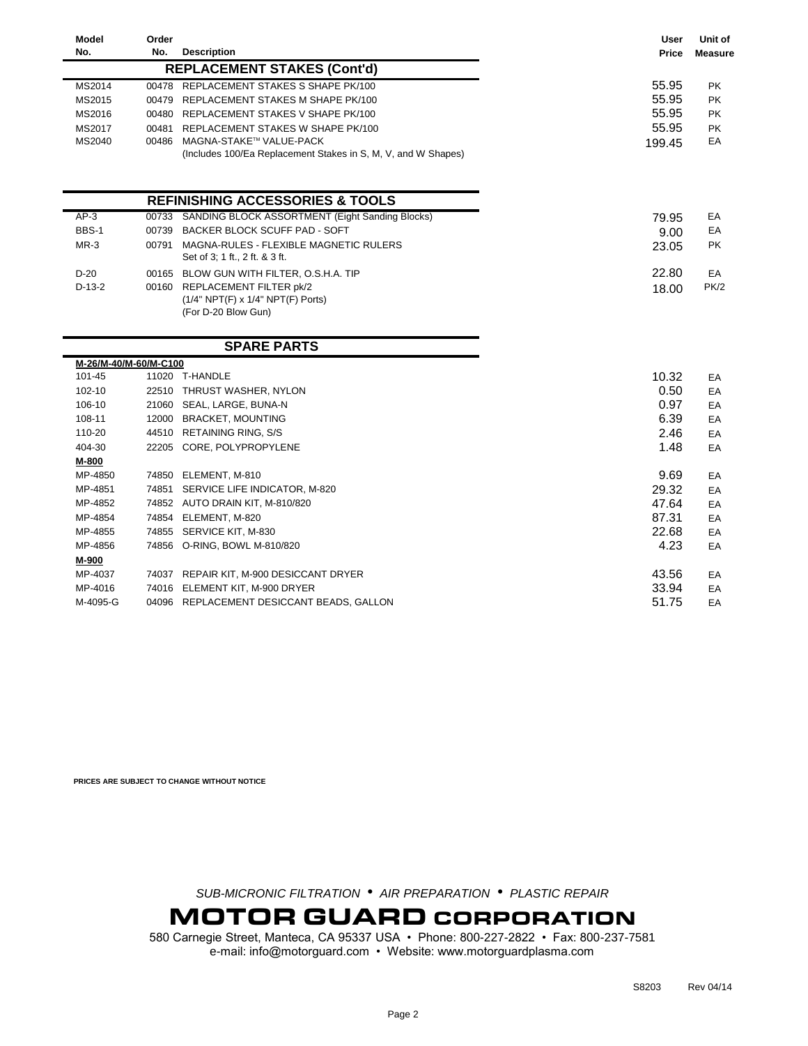| Model No. | Order No. | Description | User Price | Unit of Measure |
|---|---|---|---|---|
| | | **REPLACEMENT STAKES (Cont'd)** | | |
| MS2014 | 00478 | REPLACEMENT STAKES S SHAPE PK/100 | 55.95 | PK |
| MS2015 | 00479 | REPLACEMENT STAKES M SHAPE PK/100 | 55.95 | PK |
| MS2016 | 00480 | REPLACEMENT STAKES V SHAPE PK/100 | 55.95 | PK |
| MS2017 | 00481 | REPLACEMENT STAKES W SHAPE PK/100 | 55.95 | PK |
| MS2040 | 00486 | MAGNA-STAKE™ VALUE-PACK (Includes 100/Ea Replacement Stakes in S, M, V, and W Shapes) | 199.45 | EA |
| | | **REFINISHING ACCESSORIES & TOOLS** | | |
| AP-3 | 00733 | SANDING BLOCK ASSORTMENT (Eight Sanding Blocks) | 79.95 | EA |
| BBS-1 | 00739 | BACKER BLOCK SCUFF PAD - SOFT | 9.00 | EA |
| MR-3 | 00791 | MAGNA-RULES - FLEXIBLE MAGNETIC RULERS Set of 3; 1 ft., 2 ft. & 3 ft. | 23.05 | PK |
| D-20 | 00165 | BLOW GUN WITH FILTER, O.S.H.A. TIP | 22.80 | EA |
| D-13-2 | 00160 | REPLACEMENT FILTER pk/2 (1/4" NPT(F) x 1/4" NPT(F) Ports) (For D-20 Blow Gun) | 18.00 | PK/2 |
| | | **SPARE PARTS** | | |
| **M-26/M-40/M-60/M-C100** | | | | |
| 101-45 | 11020 | T-HANDLE | 10.32 | EA |
| 102-10 | 22510 | THRUST WASHER, NYLON | 0.50 | EA |
| 106-10 | 21060 | SEAL, LARGE, BUNA-N | 0.97 | EA |
| 108-11 | 12000 | BRACKET, MOUNTING | 6.39 | EA |
| 110-20 | 44510 | RETAINING RING, S/S | 2.46 | EA |
| 404-30 | 22205 | CORE, POLYPROPYLENE | 1.48 | EA |
| **M-800** | | | | |
| MP-4850 | 74850 | ELEMENT, M-810 | 9.69 | EA |
| MP-4851 | 74851 | SERVICE LIFE INDICATOR, M-820 | 29.32 | EA |
| MP-4852 | 74852 | AUTO DRAIN KIT, M-810/820 | 47.64 | EA |
| MP-4854 | 74854 | ELEMENT, M-820 | 87.31 | EA |
| MP-4855 | 74855 | SERVICE KIT, M-830 | 22.68 | EA |
| MP-4856 | 74856 | O-RING, BOWL M-810/820 | 4.23 | EA |
| **M-900** | | | | |
| MP-4037 | 74037 | REPAIR KIT, M-900 DESICCANT DRYER | 43.56 | EA |
| MP-4016 | 74016 | ELEMENT KIT, M-900 DRYER | 33.94 | EA |
| M-4095-G | 04096 | REPLACEMENT DESICCANT BEADS, GALLON | 51.75 | EA |

**PRICES ARE SUBJECT TO CHANGE WITHOUT NOTICE**

*SUB-MICRONIC FILTRATION • AIR PREPARATION • PLASTIC REPAIR*

# MOTOR GUARD CORPORATION

580 Carnegie Street, Manteca, CA 95337 USA • Phone: 800-227-2822 • Fax: 800-237-7581
e-mail: info@motorguard.com • Website: www.motorguardplasma.com

S8203 Rev 04/14